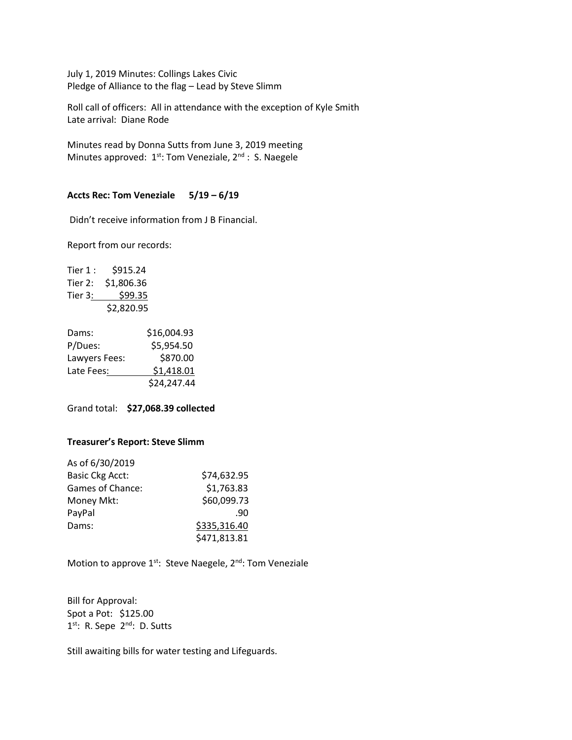July 1, 2019 Minutes: Collings Lakes Civic
Pledge of Alliance to the flag – Lead by Steve Slimm

Roll call of officers: All in attendance with the exception of Kyle Smith
Late arrival: Diane Rode

Minutes read by Donna Sutts from June 3, 2019 meeting
Minutes approved: 1st: Tom Veneziale, 2nd : S. Naegele

**Accts Rec: Tom Veneziale 5/19 – 6/19**

Didn't receive information from J B Financial.

Report from our records:

| | |
|---|---|
| Tier 1 : | $915.24 |
| Tier 2: | $1,806.36 |
| Tier 3: | $99.35 |
| | $2,820.95 |

| | |
|---|---|
| Dams: | $16,004.93 |
| P/Dues: | $5,954.50 |
| Lawyers Fees: | $870.00 |
| Late Fees: | $1,418.01 |
| | $24,247.44 |

Grand total: **$27,068.39 collected**

**Treasurer's Report: Steve Slimm**

| As of 6/30/2019 | |
|---|---|
| Basic Ckg Acct: | $74,632.95 |
| Games of Chance: | $1,763.83 |
| Money Mkt: | $60,099.73 |
| PayPal | .90 |
| Dams: | $335,316.40 |
| | $471,813.81 |

Motion to approve 1st: Steve Naegele, 2nd: Tom Veneziale

Bill for Approval:
Spot a Pot: $125.00
1st: R. Sepe 2nd: D. Sutts

Still awaiting bills for water testing and Lifeguards.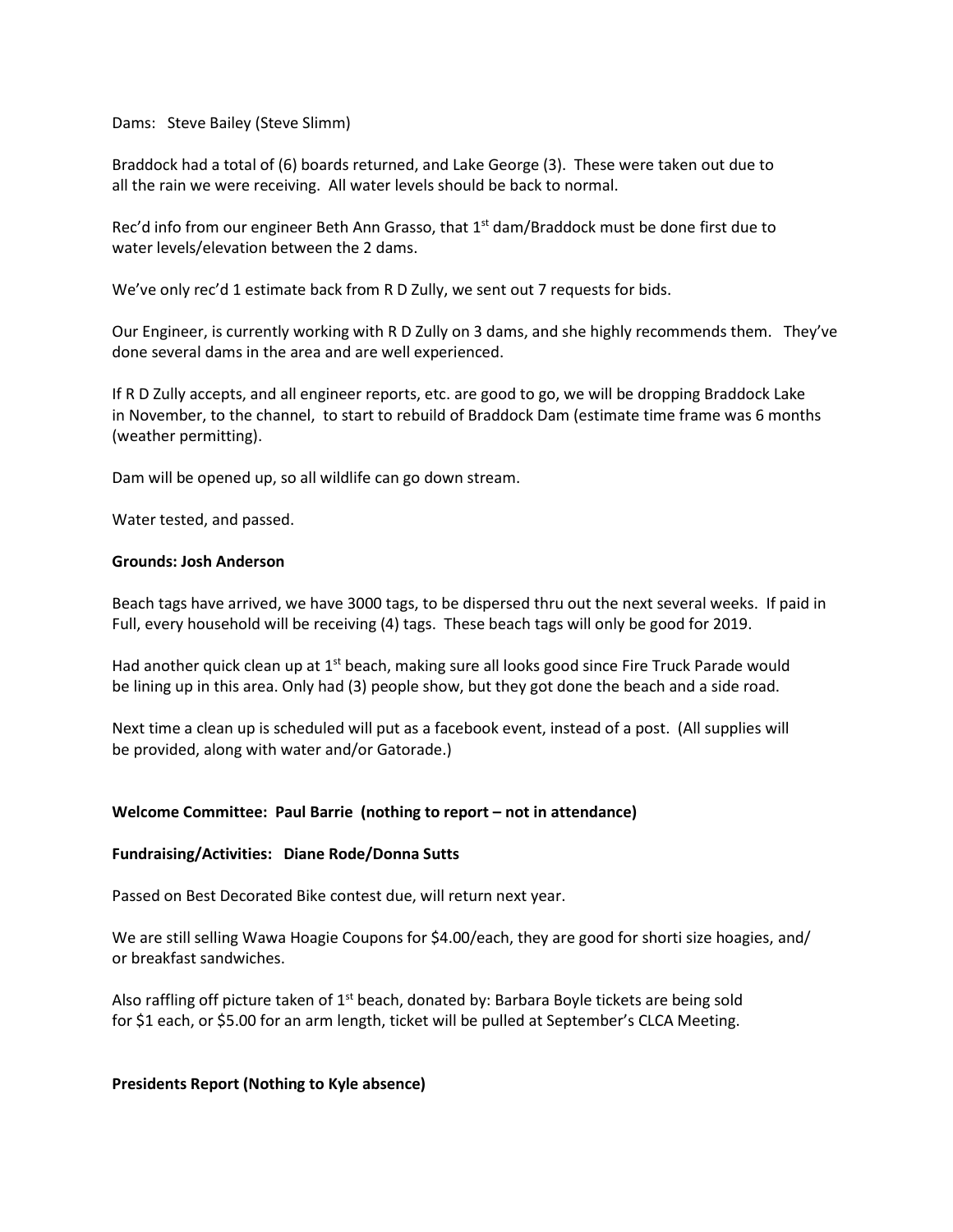Dams: Steve Bailey (Steve Slimm)

Braddock had a total of (6) boards returned, and Lake George (3). These were taken out due to all the rain we were receiving. All water levels should be back to normal.

Rec'd info from our engineer Beth Ann Grasso, that 1st dam/Braddock must be done first due to water levels/elevation between the 2 dams.

We've only rec'd 1 estimate back from R D Zully, we sent out 7 requests for bids.

Our Engineer, is currently working with R D Zully on 3 dams, and she highly recommends them. They've done several dams in the area and are well experienced.

If R D Zully accepts, and all engineer reports, etc. are good to go, we will be dropping Braddock Lake in November, to the channel, to start to rebuild of Braddock Dam (estimate time frame was 6 months (weather permitting).

Dam will be opened up, so all wildlife can go down stream.

Water tested, and passed.

**Grounds: Josh Anderson**

Beach tags have arrived, we have 3000 tags, to be dispersed thru out the next several weeks. If paid in Full, every household will be receiving (4) tags. These beach tags will only be good for 2019.

Had another quick clean up at 1st beach, making sure all looks good since Fire Truck Parade would be lining up in this area. Only had (3) people show, but they got done the beach and a side road.

Next time a clean up is scheduled will put as a facebook event, instead of a post. (All supplies will be provided, along with water and/or Gatorade.)

**Welcome Committee: Paul Barrie (nothing to report – not in attendance)**

**Fundraising/Activities: Diane Rode/Donna Sutts**

Passed on Best Decorated Bike contest due, will return next year.

We are still selling Wawa Hoagie Coupons for $4.00/each, they are good for shorti size hoagies, and/ or breakfast sandwiches.

Also raffling off picture taken of 1st beach, donated by: Barbara Boyle tickets are being sold for $1 each, or $5.00 for an arm length, ticket will be pulled at September's CLCA Meeting.

**Presidents Report (Nothing to Kyle absence)**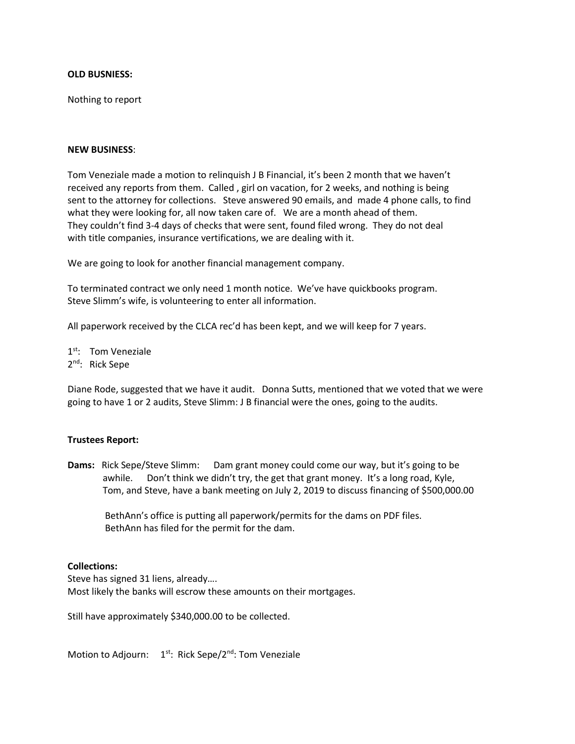**OLD BUSNIESS:**

Nothing to report

**NEW BUSINESS**:

Tom Veneziale made a motion to relinquish J B Financial, it's been 2 month that we haven't received any reports from them. Called , girl on vacation, for 2 weeks, and nothing is being sent to the attorney for collections. Steve answered 90 emails, and made 4 phone calls, to find what they were looking for, all now taken care of. We are a month ahead of them. They couldn't find 3-4 days of checks that were sent, found filed wrong. They do not deal with title companies, insurance vertifications, we are dealing with it.

We are going to look for another financial management company.

To terminated contract we only need 1 month notice. We've have quickbooks program. Steve Slimm's wife, is volunteering to enter all information.

All paperwork received by the CLCA rec'd has been kept, and we will keep for 7 years.

1st: Tom Veneziale
2nd: Rick Sepe

Diane Rode, suggested that we have it audit. Donna Sutts, mentioned that we voted that we were going to have 1 or 2 audits, Steve Slimm: J B financial were the ones, going to the audits.

**Trustees Report:**

**Dams:** Rick Sepe/Steve Slimm: Dam grant money could come our way, but it's going to be awhile. Don't think we didn't try, the get that grant money. It's a long road, Kyle, Tom, and Steve, have a bank meeting on July 2, 2019 to discuss financing of $500,000.00

BethAnn's office is putting all paperwork/permits for the dams on PDF files. BethAnn has filed for the permit for the dam.

**Collections:**

Steve has signed 31 liens, already….
Most likely the banks will escrow these amounts on their mortgages.

Still have approximately $340,000.00 to be collected.

Motion to Adjourn: 1st: Rick Sepe/2nd: Tom Veneziale